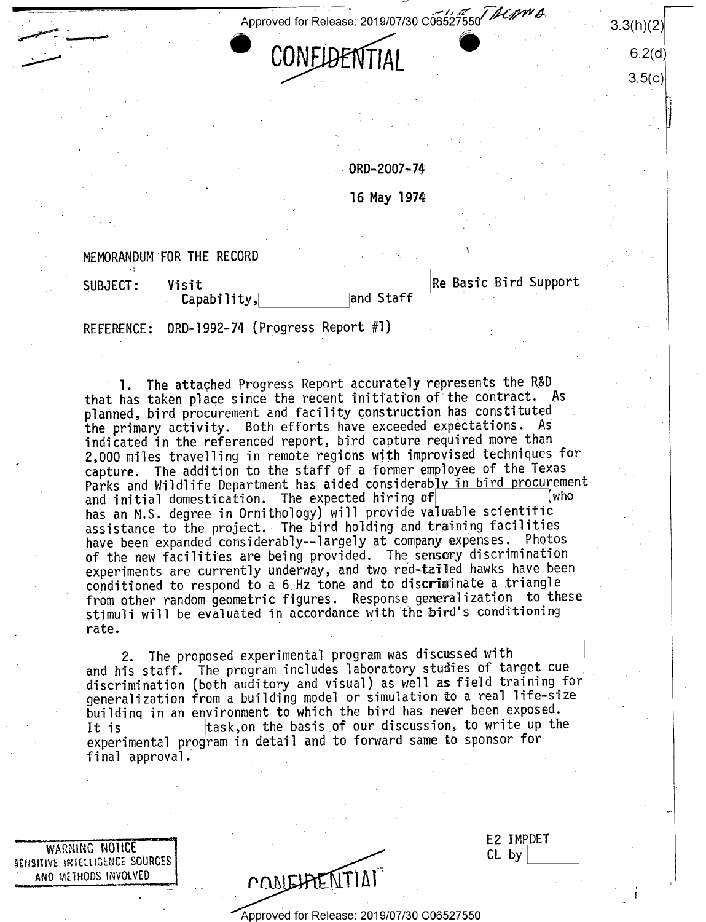CONFIDENTIAL

ORD-2007-74

16 May 1974

MEMORANDUM FOR THE RECORD

SUBJECT: Visit [redacted] Re Basic Bird Support Capability, [redacted] and Staff

REFERENCE: ORD-1992-74 (Progress Report #1)

1. The attached Progress Report accurately represents the R&D that has taken place since the recent initiation of the contract. As planned, bird procurement and facility construction has constituted the primary activity. Both efforts have exceeded expectations. As indicated in the referenced report, bird capture required more than 2,000 miles travelling in remote regions with improvised techniques for capture. The addition to the staff of a former employee of the Texas Parks and Wildlife Department has aided considerably in bird procurement and initial domestication. The expected hiring of [redacted] (who has an M.S. degree in Ornithology) will provide valuable scientific assistance to the project. The bird holding and training facilities have been expanded considerably--largely at company expenses. Photos of the new facilities are being provided. The sensory discrimination experiments are currently underway, and two red-tailed hawks have been conditioned to respond to a 6 Hz tone and to discriminate a triangle from other random geometric figures. Response generalization to these stimuli will be evaluated in accordance with the bird's conditioning rate.

2. The proposed experimental program was discussed with [redacted] and his staff. The program includes laboratory studies of target cue discrimination (both auditory and visual) as well as field training for generalization from a building model or simulation to a real life-size building in an environment to which the bird has never been exposed. It is [redacted] task, on the basis of our discussion, to write up the experimental program in detail and to forward same to sponsor for final approval.

WARNING NOTICE
SENSITIVE INTELLIGENCE SOURCES
AND METHODS INVOLVED

E2 IMPDET
CL by [redacted]

CONFIDENTIAL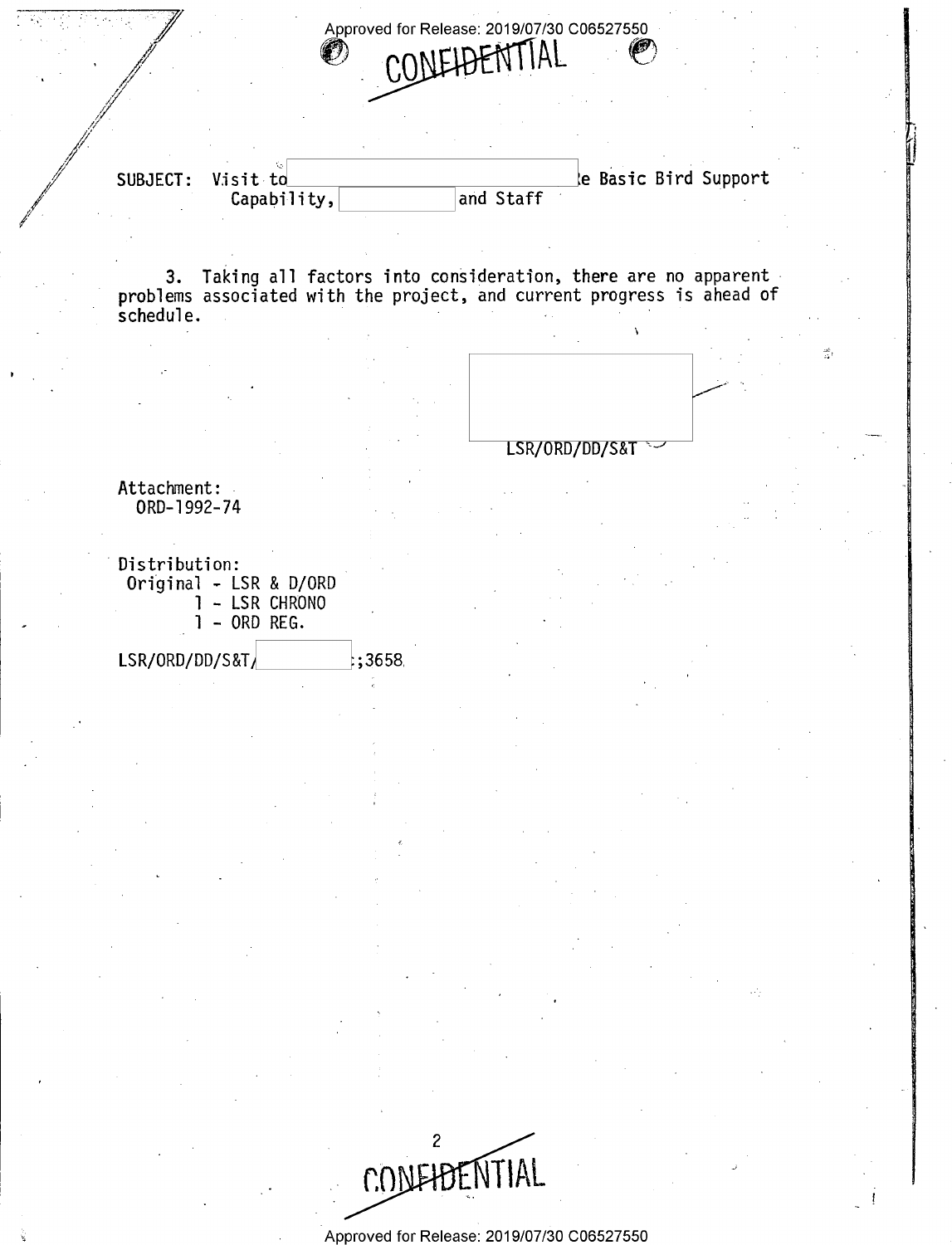CONFIDENTIAL

SUBJECT: Visit to [redacted] e Basic Bird Support Capability, [redacted] and Staff

3. Taking all factors into consideration, there are no apparent problems associated with the project, and current progress is ahead of schedule.

[redacted]
LSR/ORD/DD/S&T

Attachment:
ORD-1992-74

Distribution:
Original - LSR & D/ORD
1 - LSR CHRONO
1 - ORD REG.

LSR/ORD/DD/S&T/[redacted];3658

CONFIDENTIAL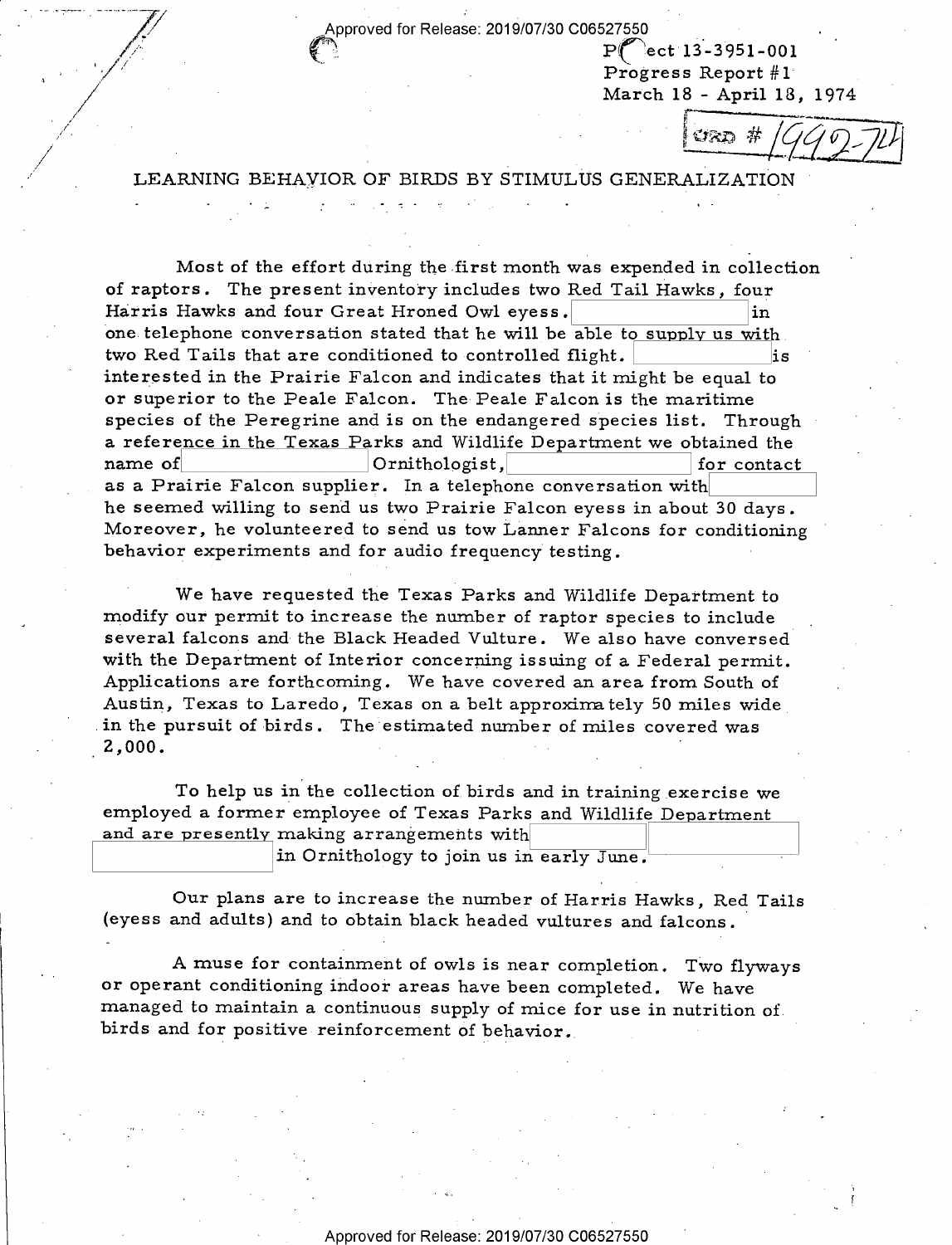Project 13-3951-001
Progress Report #1
March 18 - April 18, 1974

ORD # 1992-74

# LEARNING BEHAVIOR OF BIRDS BY STIMULUS GENERALIZATION

Most of the effort during the first month was expended in collection of raptors. The present inventory includes two Red Tail Hawks, four Harris Hawks and four Great Hroned Owl eyess. [redacted] in one telephone conversation stated that he will be able to supply us with two Red Tails that are conditioned to controlled flight. [redacted] is interested in the Prairie Falcon and indicates that it might be equal to or superior to the Peale Falcon. The Peale Falcon is the maritime species of the Peregrine and is on the endangered species list. Through a reference in the Texas Parks and Wildlife Department we obtained the name of [redacted] Ornithologist, [redacted] for contact as a Prairie Falcon supplier. In a telephone conversation with [redacted] he seemed willing to send us two Prairie Falcon eyess in about 30 days. Moreover, he volunteered to send us tow Lanner Falcons for conditioning behavior experiments and for audio frequency testing.

We have requested the Texas Parks and Wildlife Department to modify our permit to increase the number of raptor species to include several falcons and the Black Headed Vulture. We also have conversed with the Department of Interior concerning issuing of a Federal permit. Applications are forthcoming. We have covered an area from South of Austin, Texas to Laredo, Texas on a belt approximately 50 miles wide in the pursuit of birds. The estimated number of miles covered was 2,000.

To help us in the collection of birds and in training exercise we employed a former employee of Texas Parks and Wildlife Department and are presently making arrangements with [redacted] [redacted] in Ornithology to join us in early June.

Our plans are to increase the number of Harris Hawks, Red Tails (eyess and adults) and to obtain black headed vultures and falcons.

A muse for containment of owls is near completion. Two flyways or operant conditioning indoor areas have been completed. We have managed to maintain a continuous supply of mice for use in nutrition of birds and for positive reinforcement of behavior.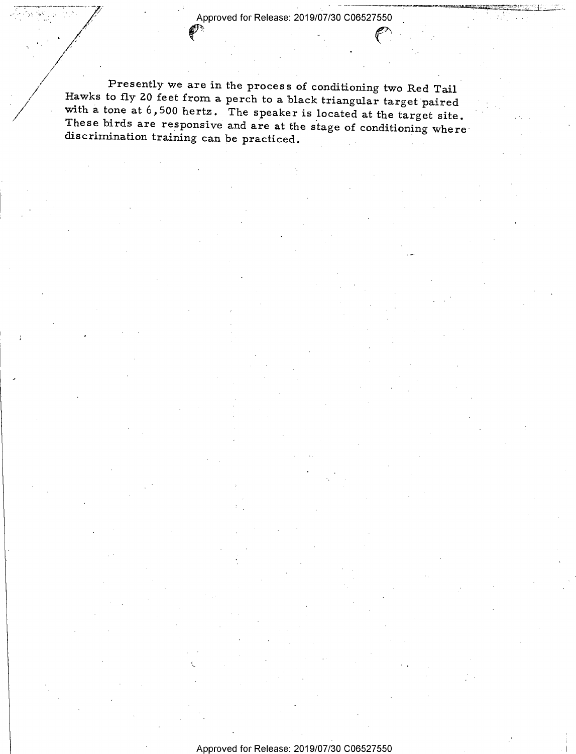Presently we are in the process of conditioning two Red Tail Hawks to fly 20 feet from a perch to a black triangular target paired with a tone at 6,500 hertz. The speaker is located at the target site. These birds are responsive and are at the stage of conditioning where discrimination training can be practiced.